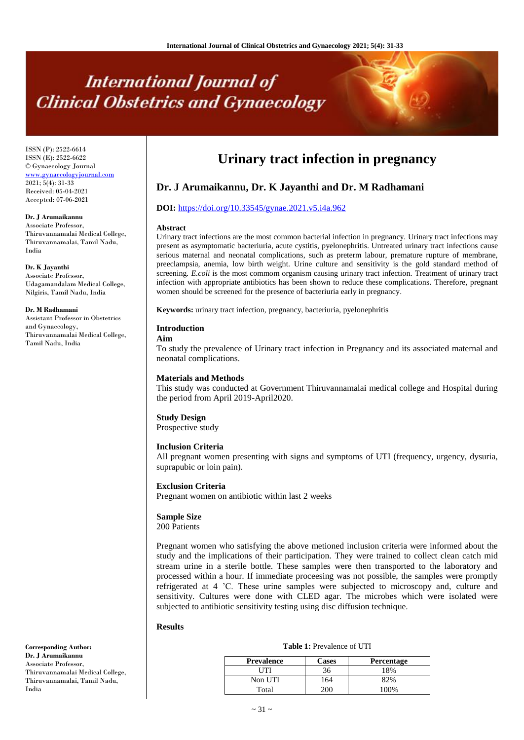# Urinary tract infection in pregnancy

ISSN (P): 2522-6614
ISSN (E): 2522-6622
© Gynaecology Journal
www.gynaecologyjournal.com
2021; 5(4): 31-33
Received: 05-04-2021
Accepted: 07-06-2021

**Dr. J Arumaikannu**
Associate Professor, Thiruvannamalai Medical College, Thiruvannamalai, Tamil Nadu, India

**Dr. K Jayanthi**
Associate Professor, Udagamandalam Medical College, Nilgiris, Tamil Nadu, India

**Dr. M Radhamani**
Assistant Professor in Obstetrics and Gynaecology, Thiruvannamalai Medical College, Tamil Nadu, India

**Corresponding Author:**
**Dr. J Arumaikannu**
Associate Professor, Thiruvannamalai Medical College, Thiruvannamalai, Tamil Nadu, India

## Dr. J Arumaikannu, Dr. K Jayanthi and Dr. M Radhamani

**DOI:** https://doi.org/10.33545/gynae.2021.v5.i4a.962

### Abstract

Urinary tract infections are the most common bacterial infection in pregnancy. Urinary tract infections may present as asymptomatic bacteriuria, acute cystitis, pyelonephritis. Untreated urinary tract infections cause serious maternal and neonatal complications, such as preterm labour, premature rupture of membrane, preeclampsia, anemia, low birth weight. Urine culture and sensitivity is the gold standard method of screening. *E.coli* is the most commom organism causing urinary tract infection. Treatment of urinary tract infection with appropriate antibiotics has been shown to reduce these complications. Therefore, pregnant women should be screened for the presence of bacteriuria early in pregnancy.

**Keywords:** urinary tract infection, pregnancy, bacteriuria, pyelonephritis

### Introduction

### Aim

To study the prevalence of Urinary tract infection in Pregnancy and its associated maternal and neonatal complications.

### Materials and Methods

This study was conducted at Government Thiruvannamalai medical college and Hospital during the period from April 2019-April2020.

### Study Design

Prospective study

### Inclusion Criteria

All pregnant women presenting with signs and symptoms of UTI (frequency, urgency, dysuria, suprapubic or loin pain).

### Exclusion Criteria

Pregnant women on antibiotic within last 2 weeks

### Sample Size

200 Patients

Pregnant women who satisfying the above metioned inclusion criteria were informed about the study and the implications of their participation. They were trained to collect clean catch mid stream urine in a sterile bottle. These samples were then transported to the laboratory and processed within a hour. If immediate proceesing was not possible, the samples were promptly refrigerated at 4 'C. These urine samples were subjected to microscopy and, culture and sensitivity. Cultures were done with CLED agar. The microbes which were isolated were subjected to antibiotic sensitivity testing using disc diffusion technique.

### Results

**Table 1:** Prevalence of UTI

| Prevalence | Cases | Percentage |
|---|---|---|
| UTI | 36 | 18% |
| Non UTI | 164 | 82% |
| Total | 200 | 100% |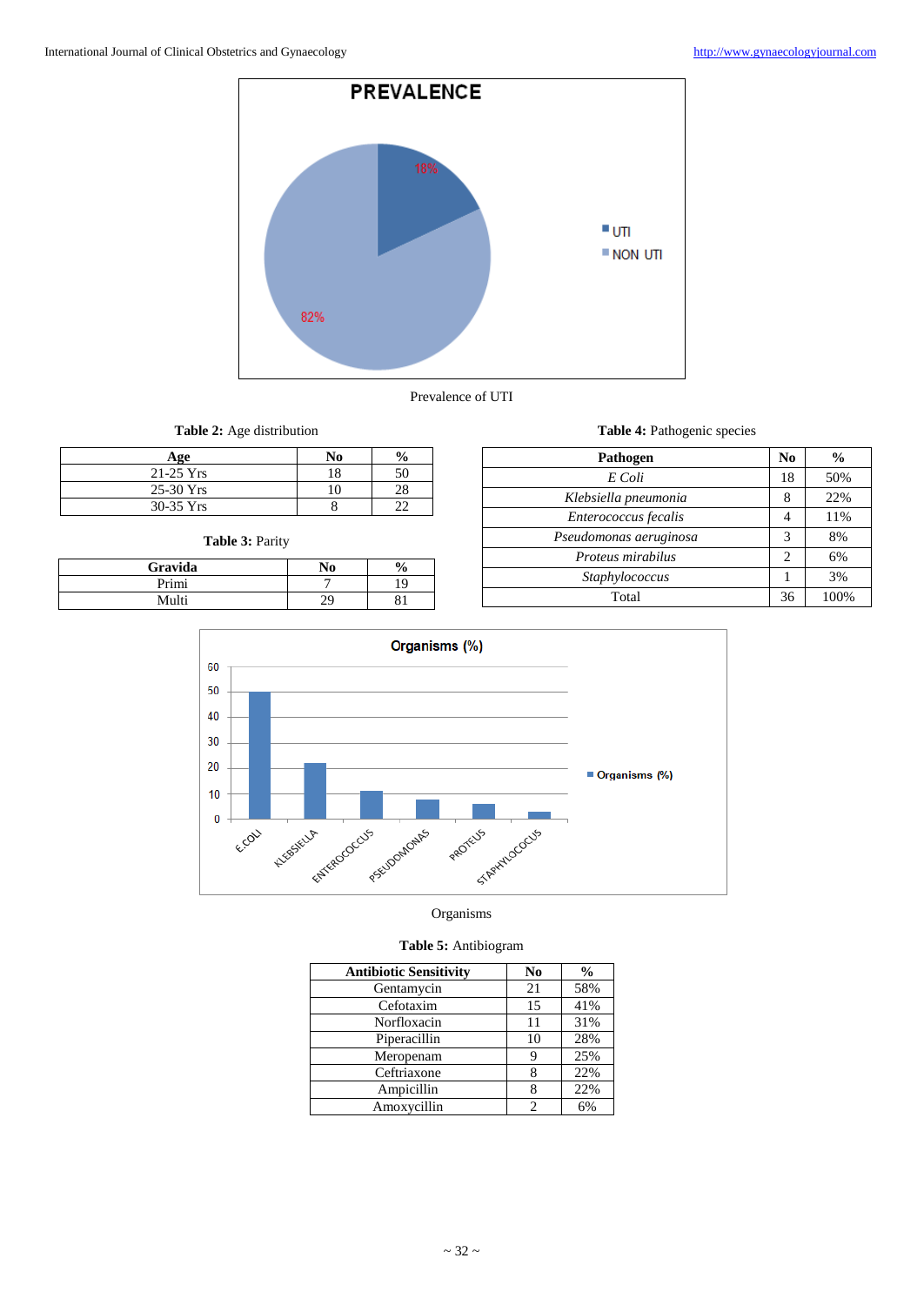Prevalence of UTI

**Table 2:** Age distribution

| Age | No | % |
|---|---|---|
| 21-25 Yrs | 18 | 50 |
| 25-30 Yrs | 10 | 28 |
| 30-35 Yrs | 8 | 22 |

**Table 3:** Parity

| Gravida | No | % |
|---|---|---|
| Primi | 7 | 19 |
| Multi | 29 | 81 |

**Table 4:** Pathogenic species

| Pathogen | No | % |
|---|---|---|
| *E Coli* | 18 | 50% |
| *Klebsiella pneumonia* | 8 | 22% |
| *Enterococcus fecalis* | 4 | 11% |
| *Pseudomonas aeruginosa* | 3 | 8% |
| *Proteus mirabilus* | 2 | 6% |
| *Staphylococcus* | 1 | 3% |
| Total | 36 | 100% |

Organisms

**Table 5:** Antibiogram

| Antibiotic Sensitivity | No | % |
|---|---|---|
| Gentamycin | 21 | 58% |
| Cefotaxim | 15 | 41% |
| Norfloxacin | 11 | 31% |
| Piperacillin | 10 | 28% |
| Meropenam | 9 | 25% |
| Ceftriaxone | 8 | 22% |
| Ampicillin | 8 | 22% |
| Amoxycillin | 2 | 6% |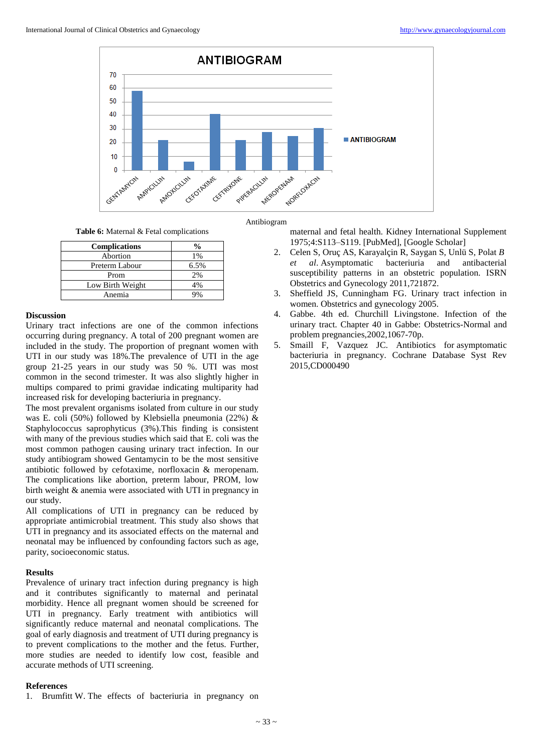ANTIBIOGRAM

70
60
50
40
30
20
10
0

GENTAMYCIN
AMPICILLIN
AMOXICILLIN
CEFOTAXIME
CEFTRIXONE
PIPERACILLIN
MEROPENAM
NORFLOXACIN

ANTIBIOGRAM

Antibiogram

**Table 6:** Maternal & Fetal complications

| Complications | % |
|---|---|
| Abortion | 1% |
| Preterm Labour | 6.5% |
| Prom | 2% |
| Low Birth Weight | 4% |
| Anemia | 9% |

## Discussion

Urinary tract infections are one of the common infections occurring during pregnancy. A total of 200 pregnant women are included in the study. The proportion of pregnant women with UTI in our study was 18%.The prevalence of UTI in the age group 21-25 years in our study was 50 %. UTI was most common in the second trimester. It was also slightly higher in multips compared to primi gravidae indicating multiparity had increased risk for developing bacteriuria in pregnancy.

The most prevalent organisms isolated from culture in our study was E. coli (50%) followed by Klebsiella pneumonia (22%) & Staphylococcus saprophyticus (3%).This finding is consistent with many of the previous studies which said that E. coli was the most common pathogen causing urinary tract infection. In our study antibiogram showed Gentamycin to be the most sensitive antibiotic followed by cefotaxime, norfloxacin & meropenam. The complications like abortion, preterm labour, PROM, low birth weight & anemia were associated with UTI in pregnancy in our study.

All complications of UTI in pregnancy can be reduced by appropriate antimicrobial treatment. This study also shows that UTI in pregnancy and its associated effects on the maternal and neonatal may be influenced by confounding factors such as age, parity, socioeconomic status.

## Results

Prevalence of urinary tract infection during pregnancy is high and it contributes significantly to maternal and perinatal morbidity. Hence all pregnant women should be screened for UTI in pregnancy. Early treatment with antibiotics will significantly reduce maternal and neonatal complications. The goal of early diagnosis and treatment of UTI during pregnancy is to prevent complications to the mother and the fetus. Further, more studies are needed to identify low cost, feasible and accurate methods of UTI screening.

## References

1. Brumfitt W. The effects of bacteriuria in pregnancy on maternal and fetal health. Kidney International Supplement 1975;4:S113–S119. [PubMed], [Google Scholar]
2. Celen S, Oruç AS, Karayalçin R, Saygan S, Unlü S, Polat *B et al.* Asymptomatic bacteriuria and antibacterial susceptibility patterns in an obstetric population. ISRN Obstetrics and Gynecology 2011,721872.
3. Sheffield JS, Cunningham FG. Urinary tract infection in women. Obstetrics and gynecology 2005.
4. Gabbe. 4th ed. Churchill Livingstone. Infection of the urinary tract. Chapter 40 in Gabbe: Obstetrics-Normal and problem pregnancies,2002,1067-70p.
5. Smaill F, Vazquez JC. Antibiotics for asymptomatic bacteriuria in pregnancy. Cochrane Database Syst Rev 2015,CD000490